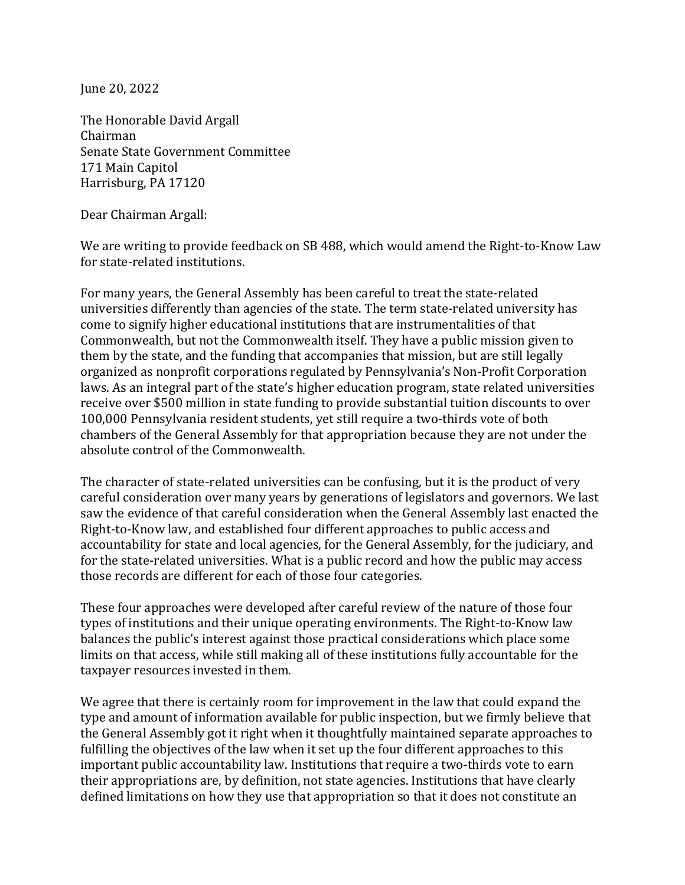June 20, 2022

The Honorable David Argall
Chairman
Senate State Government Committee
171 Main Capitol
Harrisburg, PA 17120

Dear Chairman Argall:

We are writing to provide feedback on SB 488, which would amend the Right-to-Know Law for state-related institutions.

For many years, the General Assembly has been careful to treat the state-related universities differently than agencies of the state. The term state-related university has come to signify higher educational institutions that are instrumentalities of that Commonwealth, but not the Commonwealth itself. They have a public mission given to them by the state, and the funding that accompanies that mission, but are still legally organized as nonprofit corporations regulated by Pennsylvania's Non-Profit Corporation laws. As an integral part of the state's higher education program, state related universities receive over $500 million in state funding to provide substantial tuition discounts to over 100,000 Pennsylvania resident students, yet still require a two-thirds vote of both chambers of the General Assembly for that appropriation because they are not under the absolute control of the Commonwealth.

The character of state-related universities can be confusing, but it is the product of very careful consideration over many years by generations of legislators and governors. We last saw the evidence of that careful consideration when the General Assembly last enacted the Right-to-Know law, and established four different approaches to public access and accountability for state and local agencies, for the General Assembly, for the judiciary, and for the state-related universities. What is a public record and how the public may access those records are different for each of those four categories.

These four approaches were developed after careful review of the nature of those four types of institutions and their unique operating environments. The Right-to-Know law balances the public's interest against those practical considerations which place some limits on that access, while still making all of these institutions fully accountable for the taxpayer resources invested in them.

We agree that there is certainly room for improvement in the law that could expand the type and amount of information available for public inspection, but we firmly believe that the General Assembly got it right when it thoughtfully maintained separate approaches to fulfilling the objectives of the law when it set up the four different approaches to this important public accountability law. Institutions that require a two-thirds vote to earn their appropriations are, by definition, not state agencies. Institutions that have clearly defined limitations on how they use that appropriation so that it does not constitute an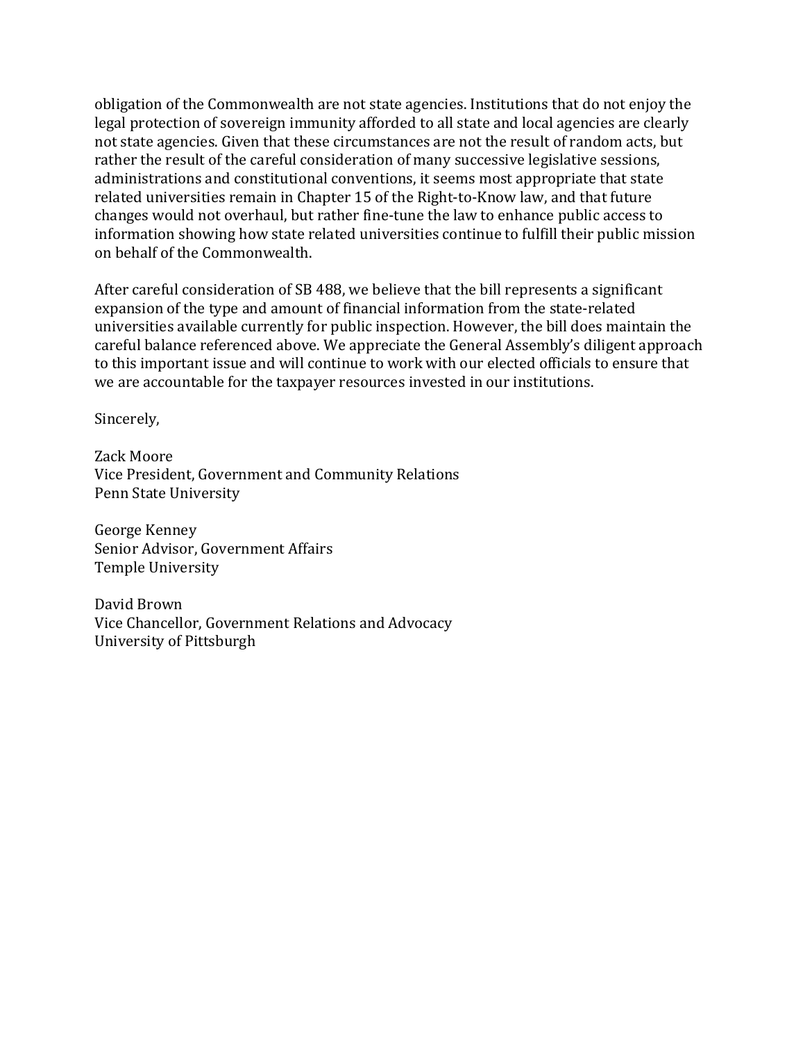obligation of the Commonwealth are not state agencies. Institutions that do not enjoy the legal protection of sovereign immunity afforded to all state and local agencies are clearly not state agencies. Given that these circumstances are not the result of random acts, but rather the result of the careful consideration of many successive legislative sessions, administrations and constitutional conventions, it seems most appropriate that state related universities remain in Chapter 15 of the Right-to-Know law, and that future changes would not overhaul, but rather fine-tune the law to enhance public access to information showing how state related universities continue to fulfill their public mission on behalf of the Commonwealth.

After careful consideration of SB 488, we believe that the bill represents a significant expansion of the type and amount of financial information from the state-related universities available currently for public inspection. However, the bill does maintain the careful balance referenced above. We appreciate the General Assembly's diligent approach to this important issue and will continue to work with our elected officials to ensure that we are accountable for the taxpayer resources invested in our institutions.

Sincerely,

Zack Moore
Vice President, Government and Community Relations
Penn State University

George Kenney
Senior Advisor, Government Affairs
Temple University

David Brown
Vice Chancellor, Government Relations and Advocacy
University of Pittsburgh